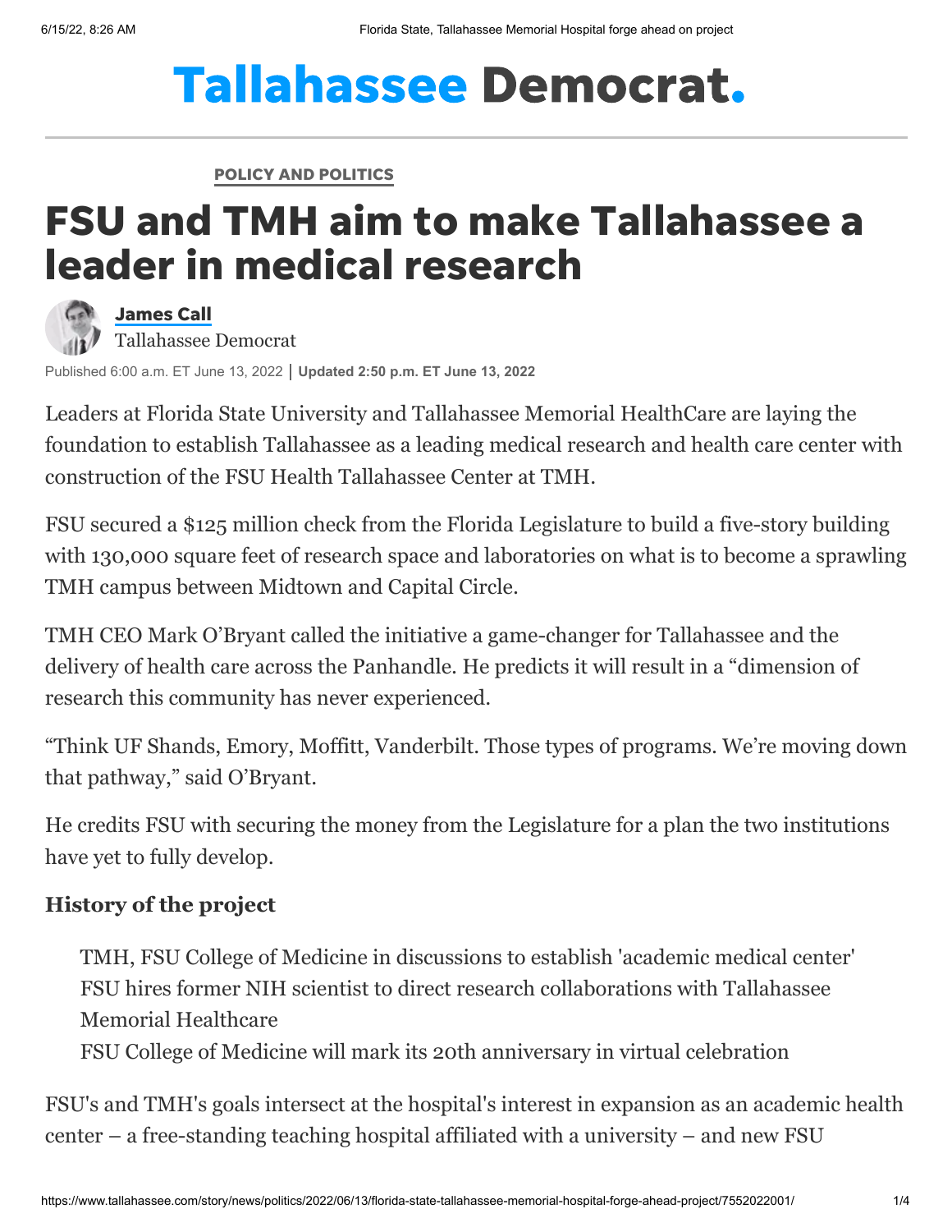# Tallahassee Democrat.

POLICY AND POLITICS

# FSU and TMH aim to make Tallahassee a leader in medical research

**James Call**
Tallahassee Democrat

Published 6:00 a.m. ET June 13, 2022 | **Updated 2:50 p.m. ET June 13, 2022**

Leaders at Florida State University and Tallahassee Memorial HealthCare are laying the foundation to establish Tallahassee as a leading medical research and health care center with construction of the FSU Health Tallahassee Center at TMH.

FSU secured a $125 million check from the Florida Legislature to build a five-story building with 130,000 square feet of research space and laboratories on what is to become a sprawling TMH campus between Midtown and Capital Circle.

TMH CEO Mark O'Bryant called the initiative a game-changer for Tallahassee and the delivery of health care across the Panhandle. He predicts it will result in a "dimension of research this community has never experienced.

"Think UF Shands, Emory, Moffitt, Vanderbilt. Those types of programs. We're moving down that pathway," said O'Bryant.

He credits FSU with securing the money from the Legislature for a plan the two institutions have yet to fully develop.

### History of the project

TMH, FSU College of Medicine in discussions to establish 'academic medical center'
FSU hires former NIH scientist to direct research collaborations with Tallahassee Memorial Healthcare
FSU College of Medicine will mark its 20th anniversary in virtual celebration

FSU's and TMH's goals intersect at the hospital's interest in expansion as an academic health center – a free-standing teaching hospital affiliated with a university – and new FSU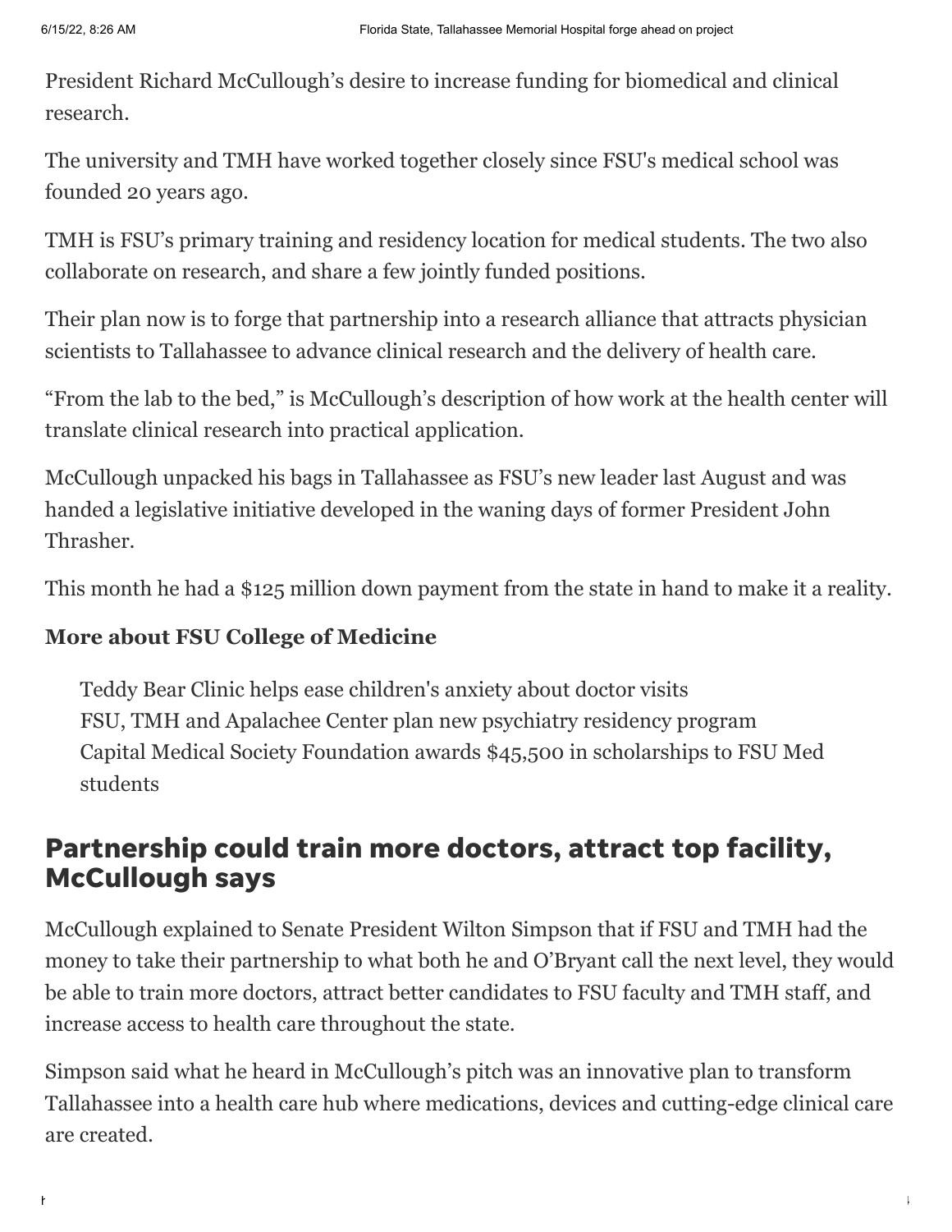President Richard McCullough's desire to increase funding for biomedical and clinical research.

The university and TMH have worked together closely since FSU's medical school was founded 20 years ago.

TMH is FSU's primary training and residency location for medical students. The two also collaborate on research, and share a few jointly funded positions.

Their plan now is to forge that partnership into a research alliance that attracts physician scientists to Tallahassee to advance clinical research and the delivery of health care.

"From the lab to the bed," is McCullough's description of how work at the health center will translate clinical research into practical application.

McCullough unpacked his bags in Tallahassee as FSU's new leader last August and was handed a legislative initiative developed in the waning days of former President John Thrasher.

This month he had a $125 million down payment from the state in hand to make it a reality.

**More about FSU College of Medicine**

Teddy Bear Clinic helps ease children's anxiety about doctor visits
FSU, TMH and Apalachee Center plan new psychiatry residency program
Capital Medical Society Foundation awards $45,500 in scholarships to FSU Med students

## Partnership could train more doctors, attract top facility, McCullough says

McCullough explained to Senate President Wilton Simpson that if FSU and TMH had the money to take their partnership to what both he and O'Bryant call the next level, they would be able to train more doctors, attract better candidates to FSU faculty and TMH staff, and increase access to health care throughout the state.

Simpson said what he heard in McCullough's pitch was an innovative plan to transform Tallahassee into a health care hub where medications, devices and cutting-edge clinical care are created.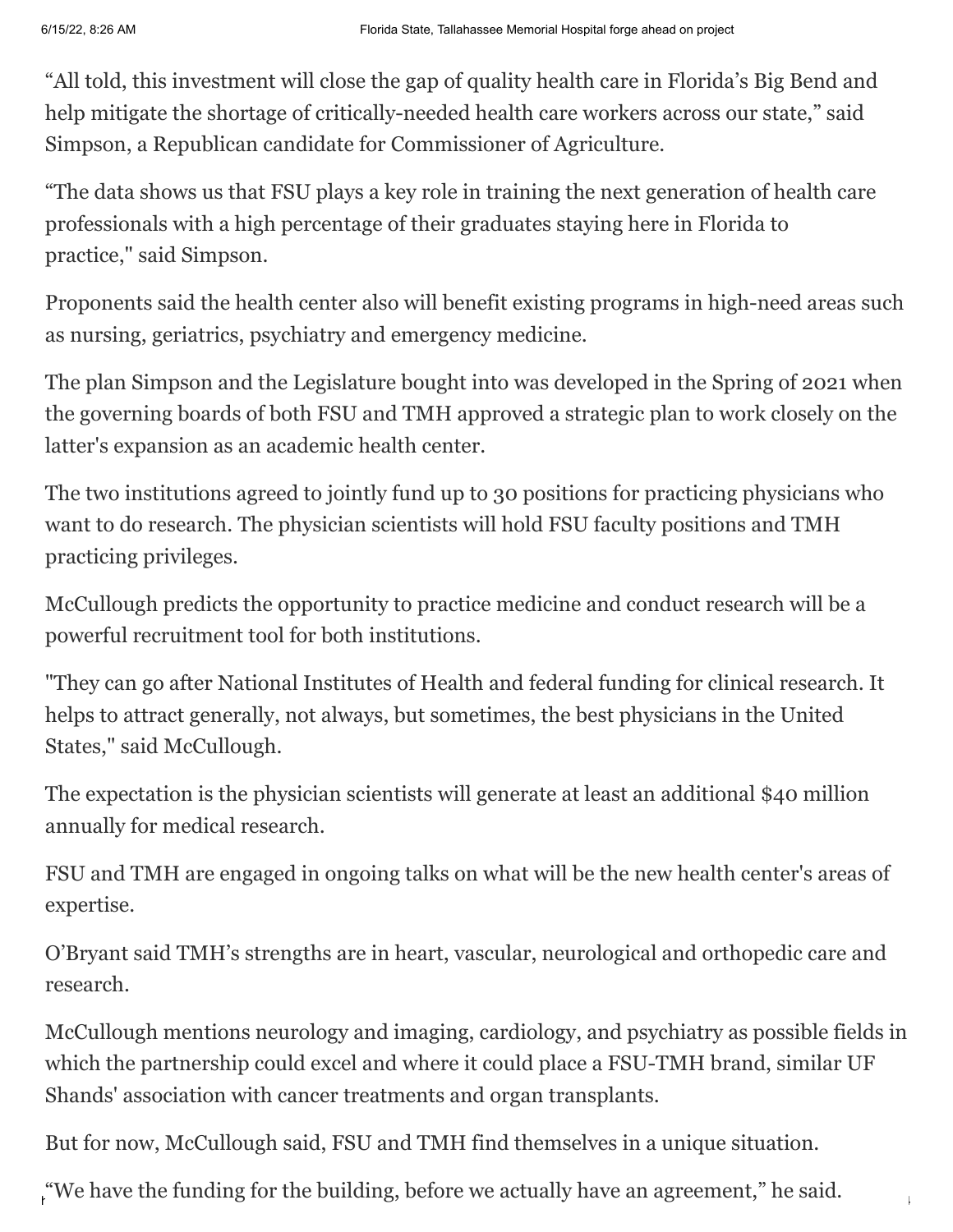"All told, this investment will close the gap of quality health care in Florida's Big Bend and help mitigate the shortage of critically-needed health care workers across our state," said Simpson, a Republican candidate for Commissioner of Agriculture.

"The data shows us that FSU plays a key role in training the next generation of health care professionals with a high percentage of their graduates staying here in Florida to practice," said Simpson.

Proponents said the health center also will benefit existing programs in high-need areas such as nursing, geriatrics, psychiatry and emergency medicine.

The plan Simpson and the Legislature bought into was developed in the Spring of 2021 when the governing boards of both FSU and TMH approved a strategic plan to work closely on the latter's expansion as an academic health center.

The two institutions agreed to jointly fund up to 30 positions for practicing physicians who want to do research. The physician scientists will hold FSU faculty positions and TMH practicing privileges.

McCullough predicts the opportunity to practice medicine and conduct research will be a powerful recruitment tool for both institutions.

"They can go after National Institutes of Health and federal funding for clinical research. It helps to attract generally, not always, but sometimes, the best physicians in the United States," said McCullough.

The expectation is the physician scientists will generate at least an additional $40 million annually for medical research.

FSU and TMH are engaged in ongoing talks on what will be the new health center's areas of expertise.

O'Bryant said TMH's strengths are in heart, vascular, neurological and orthopedic care and research.

McCullough mentions neurology and imaging, cardiology, and psychiatry as possible fields in which the partnership could excel and where it could place a FSU-TMH brand, similar UF Shands' association with cancer treatments and organ transplants.

But for now, McCullough said, FSU and TMH find themselves in a unique situation.

"We have the funding for the building, before we actually have an agreement," he said.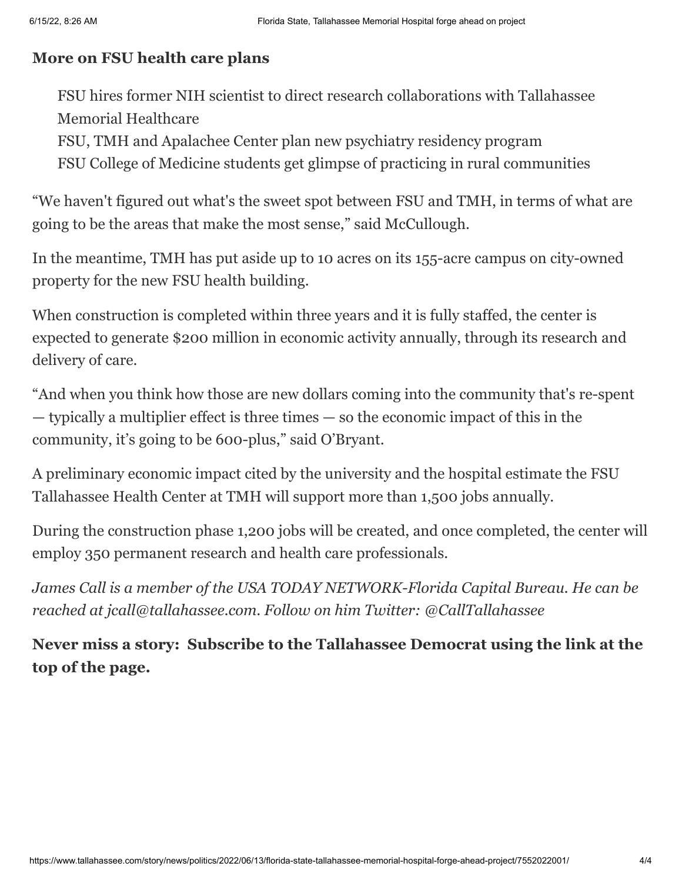### More on FSU health care plans

- FSU hires former NIH scientist to direct research collaborations with Tallahassee Memorial Healthcare
- FSU, TMH and Apalachee Center plan new psychiatry residency program
- FSU College of Medicine students get glimpse of practicing in rural communities

"We haven't figured out what's the sweet spot between FSU and TMH, in terms of what are going to be the areas that make the most sense," said McCullough.

In the meantime, TMH has put aside up to 10 acres on its 155-acre campus on city-owned property for the new FSU health building.

When construction is completed within three years and it is fully staffed, the center is expected to generate $200 million in economic activity annually, through its research and delivery of care.

"And when you think how those are new dollars coming into the community that's re-spent — typically a multiplier effect is three times — so the economic impact of this in the community, it's going to be 600-plus," said O'Bryant.

A preliminary economic impact cited by the university and the hospital estimate the FSU Tallahassee Health Center at TMH will support more than 1,500 jobs annually.

During the construction phase 1,200 jobs will be created, and once completed, the center will employ 350 permanent research and health care professionals.

*James Call is a member of the USA TODAY NETWORK-Florida Capital Bureau. He can be reached at jcall@tallahassee.com. Follow on him Twitter: @CallTallahassee*

**Never miss a story: Subscribe to the Tallahassee Democrat using the link at the top of the page.**